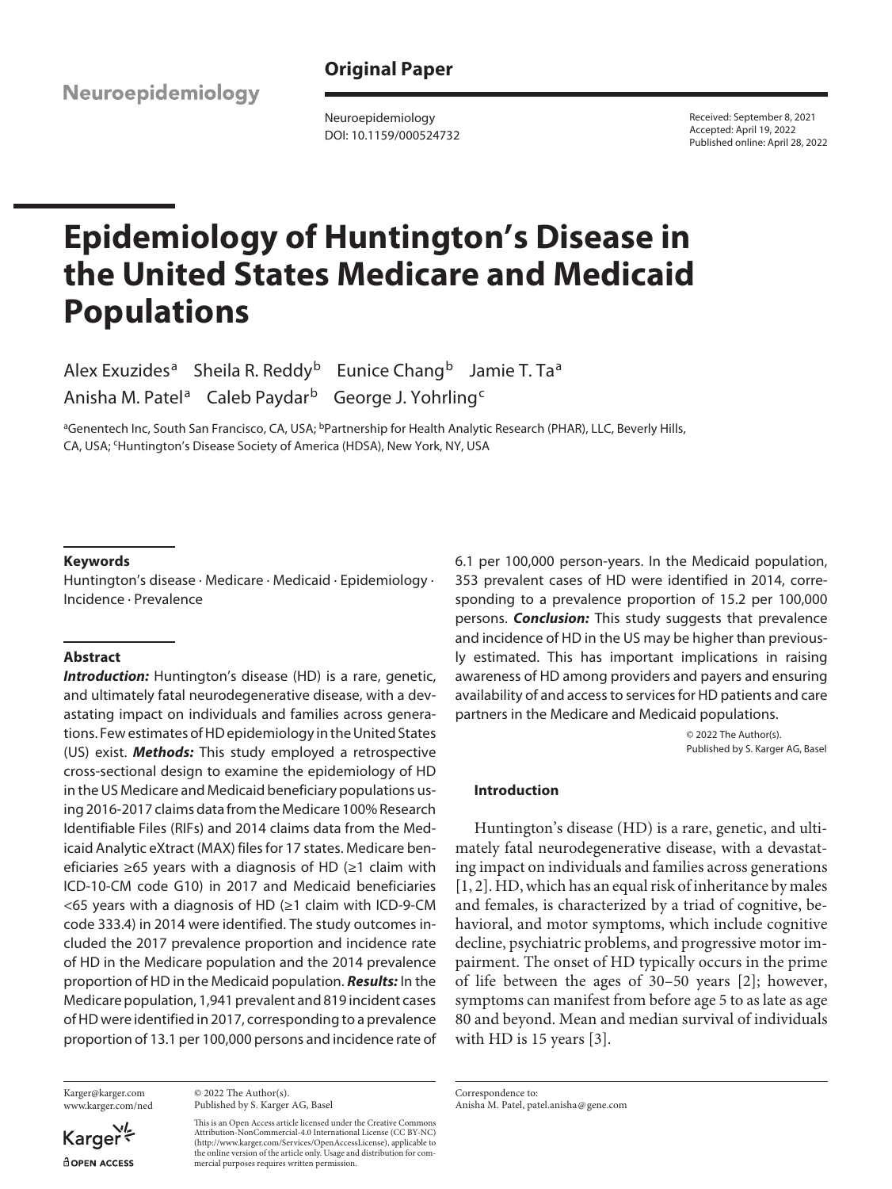Original Paper

Neuroepidemiology
DOI: 10.1159/000524732

Received: September 8, 2021
Accepted: April 19, 2022
Published online: April 28, 2022

# Epidemiology of Huntington's Disease in the United States Medicare and Medicaid Populations

Alex Exuzides[a] Sheila R. Reddy[b] Eunice Chang[b] Jamie T. Ta[a] Anisha M. Patel[a] Caleb Paydar[b] George J. Yohrling[c]

[a]Genentech Inc, South San Francisco, CA, USA; [b]Partnership for Health Analytic Research (PHAR), LLC, Beverly Hills, CA, USA; [c]Huntington's Disease Society of America (HDSA), New York, NY, USA

### Keywords

Huntington's disease · Medicare · Medicaid · Epidemiology · Incidence · Prevalence

### Abstract

***Introduction:*** Huntington's disease (HD) is a rare, genetic, and ultimately fatal neurodegenerative disease, with a devastating impact on individuals and families across generations. Few estimates of HD epidemiology in the United States (US) exist. ***Methods:*** This study employed a retrospective cross-sectional design to examine the epidemiology of HD in the US Medicare and Medicaid beneficiary populations using 2016-2017 claims data from the Medicare 100% Research Identifiable Files (RIFs) and 2014 claims data from the Medicaid Analytic eXtract (MAX) files for 17 states. Medicare beneficiaries ≥65 years with a diagnosis of HD (≥1 claim with ICD-10-CM code G10) in 2017 and Medicaid beneficiaries <65 years with a diagnosis of HD (≥1 claim with ICD-9-CM code 333.4) in 2014 were identified. The study outcomes included the 2017 prevalence proportion and incidence rate of HD in the Medicare population and the 2014 prevalence proportion of HD in the Medicaid population. ***Results:*** In the Medicare population, 1,941 prevalent and 819 incident cases of HD were identified in 2017, corresponding to a prevalence proportion of 13.1 per 100,000 persons and incidence rate of 6.1 per 100,000 person-years. In the Medicaid population, 353 prevalent cases of HD were identified in 2014, corresponding to a prevalence proportion of 15.2 per 100,000 persons. ***Conclusion:*** This study suggests that prevalence and incidence of HD in the US may be higher than previously estimated. This has important implications in raising awareness of HD among providers and payers and ensuring availability of and access to services for HD patients and care partners in the Medicare and Medicaid populations.

© 2022 The Author(s).
Published by S. Karger AG, Basel

## Introduction

Huntington's disease (HD) is a rare, genetic, and ultimately fatal neurodegenerative disease, with a devastating impact on individuals and families across generations [1, 2]. HD, which has an equal risk of inheritance by males and females, is characterized by a triad of cognitive, behavioral, and motor symptoms, which include cognitive decline, psychiatric problems, and progressive motor impairment. The onset of HD typically occurs in the prime of life between the ages of 30–50 years [2]; however, symptoms can manifest from before age 5 to as late as age 80 and beyond. Mean and median survival of individuals with HD is 15 years [3].

Karger@karger.com
www.karger.com/ned

© 2022 The Author(s).
Published by S. Karger AG, Basel

This is an Open Access article licensed under the Creative Commons Attribution-NonCommercial-4.0 International License (CC BY-NC) (http://www.karger.com/Services/OpenAccessLicense), applicable to the online version of the article only. Usage and distribution for commercial purposes requires written permission.

Correspondence to:
Anisha M. Patel, patel.anisha@gene.com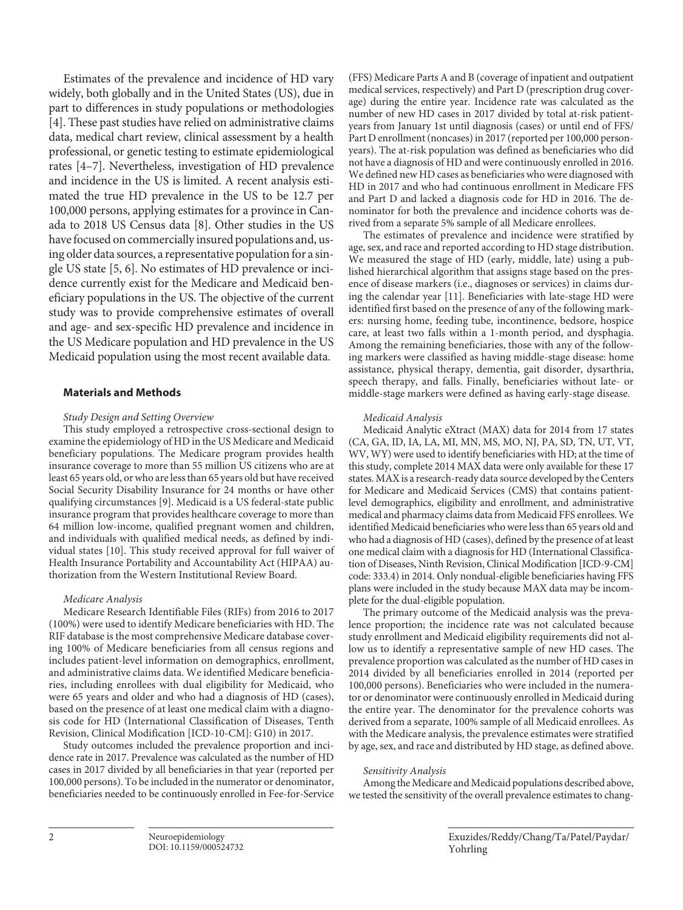Estimates of the prevalence and incidence of HD vary widely, both globally and in the United States (US), due in part to differences in study populations or methodologies [4]. These past studies have relied on administrative claims data, medical chart review, clinical assessment by a health professional, or genetic testing to estimate epidemiological rates [4–7]. Nevertheless, investigation of HD prevalence and incidence in the US is limited. A recent analysis estimated the true HD prevalence in the US to be 12.7 per 100,000 persons, applying estimates for a province in Canada to 2018 US Census data [8]. Other studies in the US have focused on commercially insured populations and, using older data sources, a representative population for a single US state [5, 6]. No estimates of HD prevalence or incidence currently exist for the Medicare and Medicaid beneficiary populations in the US. The objective of the current study was to provide comprehensive estimates of overall and age- and sex-specific HD prevalence and incidence in the US Medicare population and HD prevalence in the US Medicaid population using the most recent available data.

## Materials and Methods

*Study Design and Setting Overview*

This study employed a retrospective cross-sectional design to examine the epidemiology of HD in the US Medicare and Medicaid beneficiary populations. The Medicare program provides health insurance coverage to more than 55 million US citizens who are at least 65 years old, or who are less than 65 years old but have received Social Security Disability Insurance for 24 months or have other qualifying circumstances [9]. Medicaid is a US federal-state public insurance program that provides healthcare coverage to more than 64 million low-income, qualified pregnant women and children, and individuals with qualified medical needs, as defined by individual states [10]. This study received approval for full waiver of Health Insurance Portability and Accountability Act (HIPAA) authorization from the Western Institutional Review Board.

*Medicare Analysis*

Medicare Research Identifiable Files (RIFs) from 2016 to 2017 (100%) were used to identify Medicare beneficiaries with HD. The RIF database is the most comprehensive Medicare database covering 100% of Medicare beneficiaries from all census regions and includes patient-level information on demographics, enrollment, and administrative claims data. We identified Medicare beneficiaries, including enrollees with dual eligibility for Medicaid, who were 65 years and older and who had a diagnosis of HD (cases), based on the presence of at least one medical claim with a diagnosis code for HD (International Classification of Diseases, Tenth Revision, Clinical Modification [ICD-10-CM]: G10) in 2017.

Study outcomes included the prevalence proportion and incidence rate in 2017. Prevalence was calculated as the number of HD cases in 2017 divided by all beneficiaries in that year (reported per 100,000 persons). To be included in the numerator or denominator, beneficiaries needed to be continuously enrolled in Fee-for-Service (FFS) Medicare Parts A and B (coverage of inpatient and outpatient medical services, respectively) and Part D (prescription drug coverage) during the entire year. Incidence rate was calculated as the number of new HD cases in 2017 divided by total at-risk patient-years from January 1st until diagnosis (cases) or until end of FFS/Part D enrollment (noncases) in 2017 (reported per 100,000 person-years). The at-risk population was defined as beneficiaries who did not have a diagnosis of HD and were continuously enrolled in 2016. We defined new HD cases as beneficiaries who were diagnosed with HD in 2017 and who had continuous enrollment in Medicare FFS and Part D and lacked a diagnosis code for HD in 2016. The denominator for both the prevalence and incidence cohorts was derived from a separate 5% sample of all Medicare enrollees.

The estimates of prevalence and incidence were stratified by age, sex, and race and reported according to HD stage distribution. We measured the stage of HD (early, middle, late) using a published hierarchical algorithm that assigns stage based on the presence of disease markers (i.e., diagnoses or services) in claims during the calendar year [11]. Beneficiaries with late-stage HD were identified first based on the presence of any of the following markers: nursing home, feeding tube, incontinence, bedsore, hospice care, at least two falls within a 1-month period, and dysphagia. Among the remaining beneficiaries, those with any of the following markers were classified as having middle-stage disease: home assistance, physical therapy, dementia, gait disorder, dysarthria, speech therapy, and falls. Finally, beneficiaries without late- or middle-stage markers were defined as having early-stage disease.

*Medicaid Analysis*

Medicaid Analytic eXtract (MAX) data for 2014 from 17 states (CA, GA, ID, IA, LA, MI, MN, MS, MO, NJ, PA, SD, TN, UT, VT, WV, WY) were used to identify beneficiaries with HD; at the time of this study, complete 2014 MAX data were only available for these 17 states. MAX is a research-ready data source developed by the Centers for Medicare and Medicaid Services (CMS) that contains patient-level demographics, eligibility and enrollment, and administrative medical and pharmacy claims data from Medicaid FFS enrollees. We identified Medicaid beneficiaries who were less than 65 years old and who had a diagnosis of HD (cases), defined by the presence of at least one medical claim with a diagnosis for HD (International Classification of Diseases, Ninth Revision, Clinical Modification [ICD-9-CM] code: 333.4) in 2014. Only nondual-eligible beneficiaries having FFS plans were included in the study because MAX data may be incomplete for the dual-eligible population.

The primary outcome of the Medicaid analysis was the prevalence proportion; the incidence rate was not calculated because study enrollment and Medicaid eligibility requirements did not allow us to identify a representative sample of new HD cases. The prevalence proportion was calculated as the number of HD cases in 2014 divided by all beneficiaries enrolled in 2014 (reported per 100,000 persons). Beneficiaries who were included in the numerator or denominator were continuously enrolled in Medicaid during the entire year. The denominator for the prevalence cohorts was derived from a separate, 100% sample of all Medicaid enrollees. As with the Medicare analysis, the prevalence estimates were stratified by age, sex, and race and distributed by HD stage, as defined above.

*Sensitivity Analysis*

Among the Medicare and Medicaid populations described above, we tested the sensitivity of the overall prevalence estimates to chang-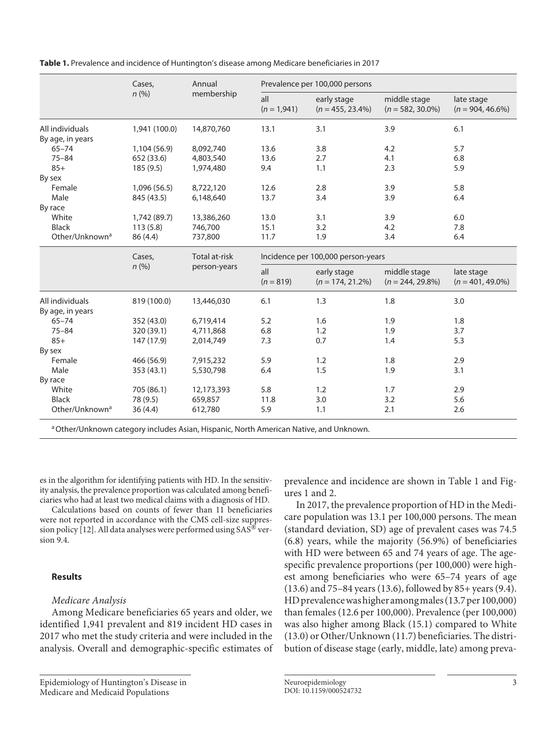**Table 1.** Prevalence and incidence of Huntington's disease among Medicare beneficiaries in 2017

| | Cases, n (%) | Annual membership | Prevalence per 100,000 persons | | | |
|---|---|---|---|---|---|---|
| | | | all (n = 1,941) | early stage (n = 455, 23.4%) | middle stage (n = 582, 30.0%) | late stage (n = 904, 46.6%) |
| All individuals | 1,941 (100.0) | 14,870,760 | 13.1 | 3.1 | 3.9 | 6.1 |
| By age, in years | | | | | | |
| 65–74 | 1,104 (56.9) | 8,092,740 | 13.6 | 3.8 | 4.2 | 5.7 |
| 75–84 | 652 (33.6) | 4,803,540 | 13.6 | 2.7 | 4.1 | 6.8 |
| 85+ | 185 (9.5) | 1,974,480 | 9.4 | 1.1 | 2.3 | 5.9 |
| By sex | | | | | | |
| Female | 1,096 (56.5) | 8,722,120 | 12.6 | 2.8 | 3.9 | 5.8 |
| Male | 845 (43.5) | 6,148,640 | 13.7 | 3.4 | 3.9 | 6.4 |
| By race | | | | | | |
| White | 1,742 (89.7) | 13,386,260 | 13.0 | 3.1 | 3.9 | 6.0 |
| Black | 113 (5.8) | 746,700 | 15.1 | 3.2 | 4.2 | 7.8 |
| Other/Unknown[a] | 86 (4.4) | 737,800 | 11.7 | 1.9 | 3.4 | 6.4 |
| | **Cases, n (%)** | **Total at-risk person-years** | **Incidence per 100,000 person-years** | | | |
| | | | all (n = 819) | early stage (n = 174, 21.2%) | middle stage (n = 244, 29.8%) | late stage (n = 401, 49.0%) |
| All individuals | 819 (100.0) | 13,446,030 | 6.1 | 1.3 | 1.8 | 3.0 |
| By age, in years | | | | | | |
| 65–74 | 352 (43.0) | 6,719,414 | 5.2 | 1.6 | 1.9 | 1.8 |
| 75–84 | 320 (39.1) | 4,711,868 | 6.8 | 1.2 | 1.9 | 3.7 |
| 85+ | 147 (17.9) | 2,014,749 | 7.3 | 0.7 | 1.4 | 5.3 |
| By sex | | | | | | |
| Female | 466 (56.9) | 7,915,232 | 5.9 | 1.2 | 1.8 | 2.9 |
| Male | 353 (43.1) | 5,530,798 | 6.4 | 1.5 | 1.9 | 3.1 |
| By race | | | | | | |
| White | 705 (86.1) | 12,173,393 | 5.8 | 1.2 | 1.7 | 2.9 |
| Black | 78 (9.5) | 659,857 | 11.8 | 3.0 | 3.2 | 5.6 |
| Other/Unknown[a] | 36 (4.4) | 612,780 | 5.9 | 1.1 | 2.1 | 2.6 |

[a] Other/Unknown category includes Asian, Hispanic, North American Native, and Unknown.

es in the algorithm for identifying patients with HD. In the sensitivity analysis, the prevalence proportion was calculated among beneficiaries who had at least two medical claims with a diagnosis of HD.

Calculations based on counts of fewer than 11 beneficiaries were not reported in accordance with the CMS cell-size suppression policy [12]. All data analyses were performed using SAS® version 9.4.

## Results

### *Medicare Analysis*

Among Medicare beneficiaries 65 years and older, we identified 1,941 prevalent and 819 incident HD cases in 2017 who met the study criteria and were included in the analysis. Overall and demographic-specific estimates of prevalence and incidence are shown in Table 1 and Figures 1 and 2.

In 2017, the prevalence proportion of HD in the Medicare population was 13.1 per 100,000 persons. The mean (standard deviation, SD) age of prevalent cases was 74.5 (6.8) years, while the majority (56.9%) of beneficiaries with HD were between 65 and 74 years of age. The age-specific prevalence proportions (per 100,000) were highest among beneficiaries who were 65–74 years of age (13.6) and 75–84 years (13.6), followed by 85+ years (9.4). HD prevalence was higher among males (13.7 per 100,000) than females (12.6 per 100,000). Prevalence (per 100,000) was also higher among Black (15.1) compared to White (13.0) or Other/Unknown (11.7) beneficiaries. The distribution of disease stage (early, middle, late) among preva-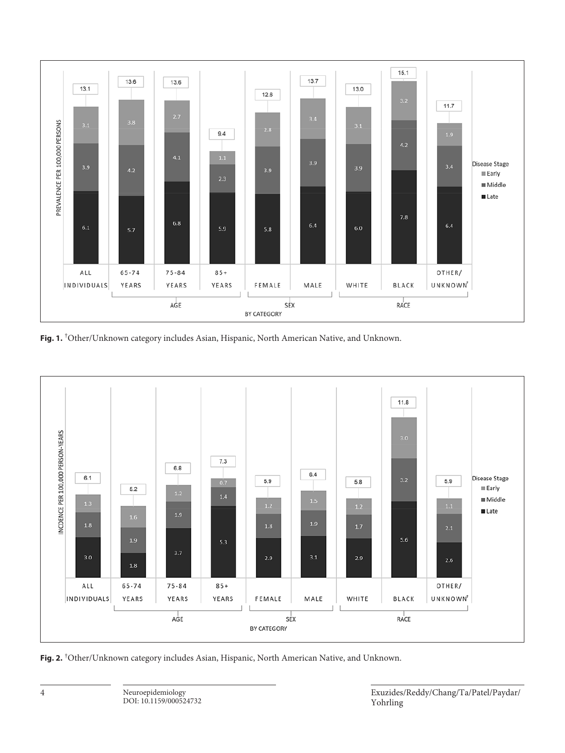Fig. 1. †Other/Unknown category includes Asian, Hispanic, North American Native, and Unknown.

Fig. 2. †Other/Unknown category includes Asian, Hispanic, North American Native, and Unknown.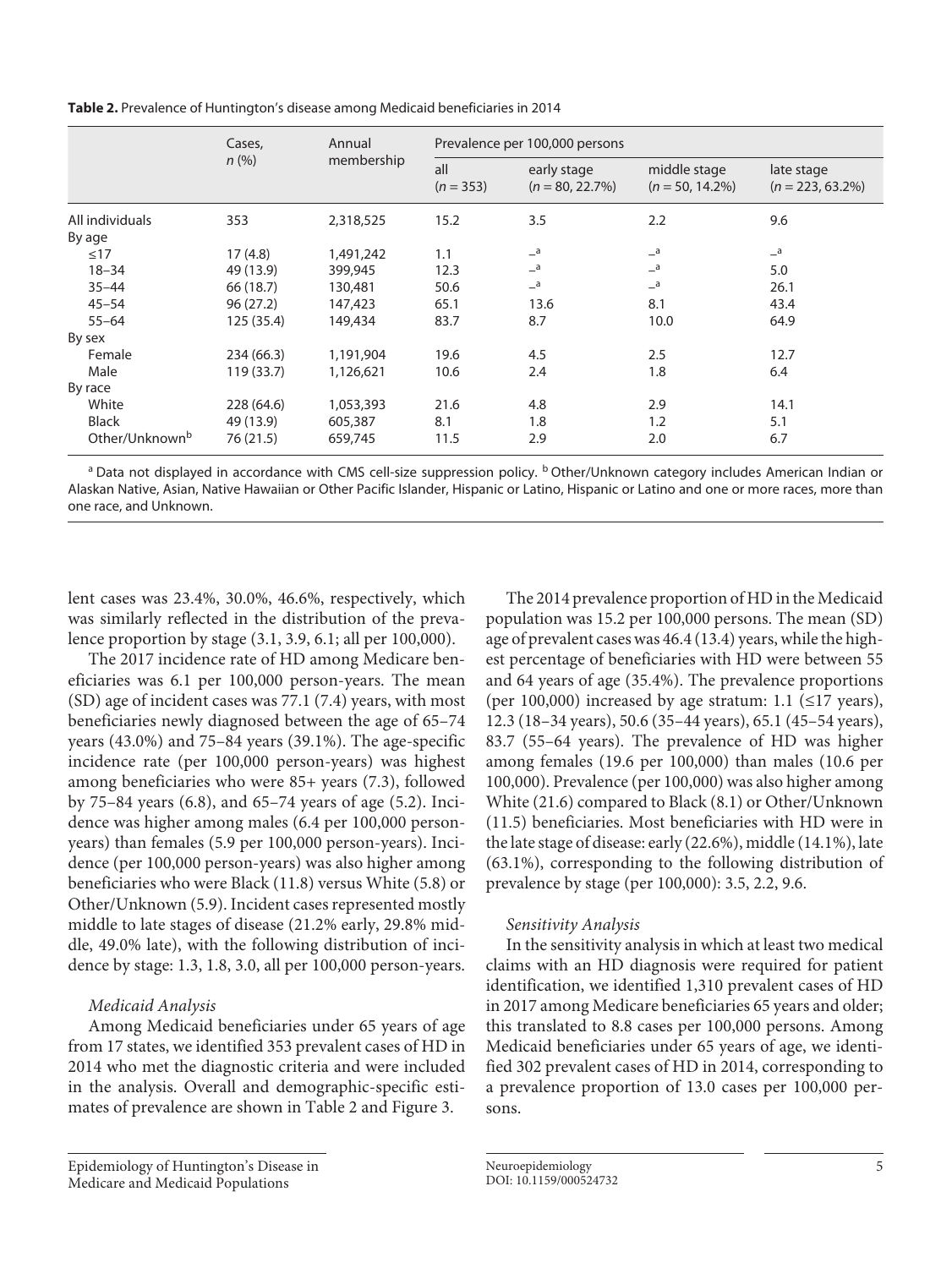**Table 2.** Prevalence of Huntington's disease among Medicaid beneficiaries in 2014

| | Cases, n (%) | Annual membership | Prevalence per 100,000 persons | | | |
|---|---|---|---|---|---|---|
| | | | all (n = 353) | early stage (n = 80, 22.7%) | middle stage (n = 50, 14.2%) | late stage (n = 223, 63.2%) |
| All individuals | 353 | 2,318,525 | 15.2 | 3.5 | 2.2 | 9.6 |
| By age | | | | | | |
| ≤17 | 17 (4.8) | 1,491,242 | 1.1 | –[a] | –[a] | –[a] |
| 18–34 | 49 (13.9) | 399,945 | 12.3 | –[a] | –[a] | 5.0 |
| 35–44 | 66 (18.7) | 130,481 | 50.6 | –[a] | –[a] | 26.1 |
| 45–54 | 96 (27.2) | 147,423 | 65.1 | 13.6 | 8.1 | 43.4 |
| 55–64 | 125 (35.4) | 149,434 | 83.7 | 8.7 | 10.0 | 64.9 |
| By sex | | | | | | |
| Female | 234 (66.3) | 1,191,904 | 19.6 | 4.5 | 2.5 | 12.7 |
| Male | 119 (33.7) | 1,126,621 | 10.6 | 2.4 | 1.8 | 6.4 |
| By race | | | | | | |
| White | 228 (64.6) | 1,053,393 | 21.6 | 4.8 | 2.9 | 14.1 |
| Black | 49 (13.9) | 605,387 | 8.1 | 1.8 | 1.2 | 5.1 |
| Other/Unknown[b] | 76 (21.5) | 659,745 | 11.5 | 2.9 | 2.0 | 6.7 |

[a] Data not displayed in accordance with CMS cell-size suppression policy. [b] Other/Unknown category includes American Indian or Alaskan Native, Asian, Native Hawaiian or Other Pacific Islander, Hispanic or Latino, Hispanic or Latino and one or more races, more than one race, and Unknown.

lent cases was 23.4%, 30.0%, 46.6%, respectively, which was similarly reflected in the distribution of the prevalence proportion by stage (3.1, 3.9, 6.1; all per 100,000).

The 2017 incidence rate of HD among Medicare beneficiaries was 6.1 per 100,000 person-years. The mean (SD) age of incident cases was 77.1 (7.4) years, with most beneficiaries newly diagnosed between the age of 65–74 years (43.0%) and 75–84 years (39.1%). The age-specific incidence rate (per 100,000 person-years) was highest among beneficiaries who were 85+ years (7.3), followed by 75–84 years (6.8), and 65–74 years of age (5.2). Incidence was higher among males (6.4 per 100,000 person-years) than females (5.9 per 100,000 person-years). Incidence (per 100,000 person-years) was also higher among beneficiaries who were Black (11.8) versus White (5.8) or Other/Unknown (5.9). Incident cases represented mostly middle to late stages of disease (21.2% early, 29.8% middle, 49.0% late), with the following distribution of incidence by stage: 1.3, 1.8, 3.0, all per 100,000 person-years.

*Medicaid Analysis*

Among Medicaid beneficiaries under 65 years of age from 17 states, we identified 353 prevalent cases of HD in 2014 who met the diagnostic criteria and were included in the analysis. Overall and demographic-specific estimates of prevalence are shown in Table 2 and Figure 3.

The 2014 prevalence proportion of HD in the Medicaid population was 15.2 per 100,000 persons. The mean (SD) age of prevalent cases was 46.4 (13.4) years, while the highest percentage of beneficiaries with HD were between 55 and 64 years of age (35.4%). The prevalence proportions (per 100,000) increased by age stratum: 1.1 (≤17 years), 12.3 (18–34 years), 50.6 (35–44 years), 65.1 (45–54 years), 83.7 (55–64 years). The prevalence of HD was higher among females (19.6 per 100,000) than males (10.6 per 100,000). Prevalence (per 100,000) was also higher among White (21.6) compared to Black (8.1) or Other/Unknown (11.5) beneficiaries. Most beneficiaries with HD were in the late stage of disease: early (22.6%), middle (14.1%), late (63.1%), corresponding to the following distribution of prevalence by stage (per 100,000): 3.5, 2.2, 9.6.

*Sensitivity Analysis*

In the sensitivity analysis in which at least two medical claims with an HD diagnosis were required for patient identification, we identified 1,310 prevalent cases of HD in 2017 among Medicare beneficiaries 65 years and older; this translated to 8.8 cases per 100,000 persons. Among Medicaid beneficiaries under 65 years of age, we identified 302 prevalent cases of HD in 2014, corresponding to a prevalence proportion of 13.0 cases per 100,000 persons.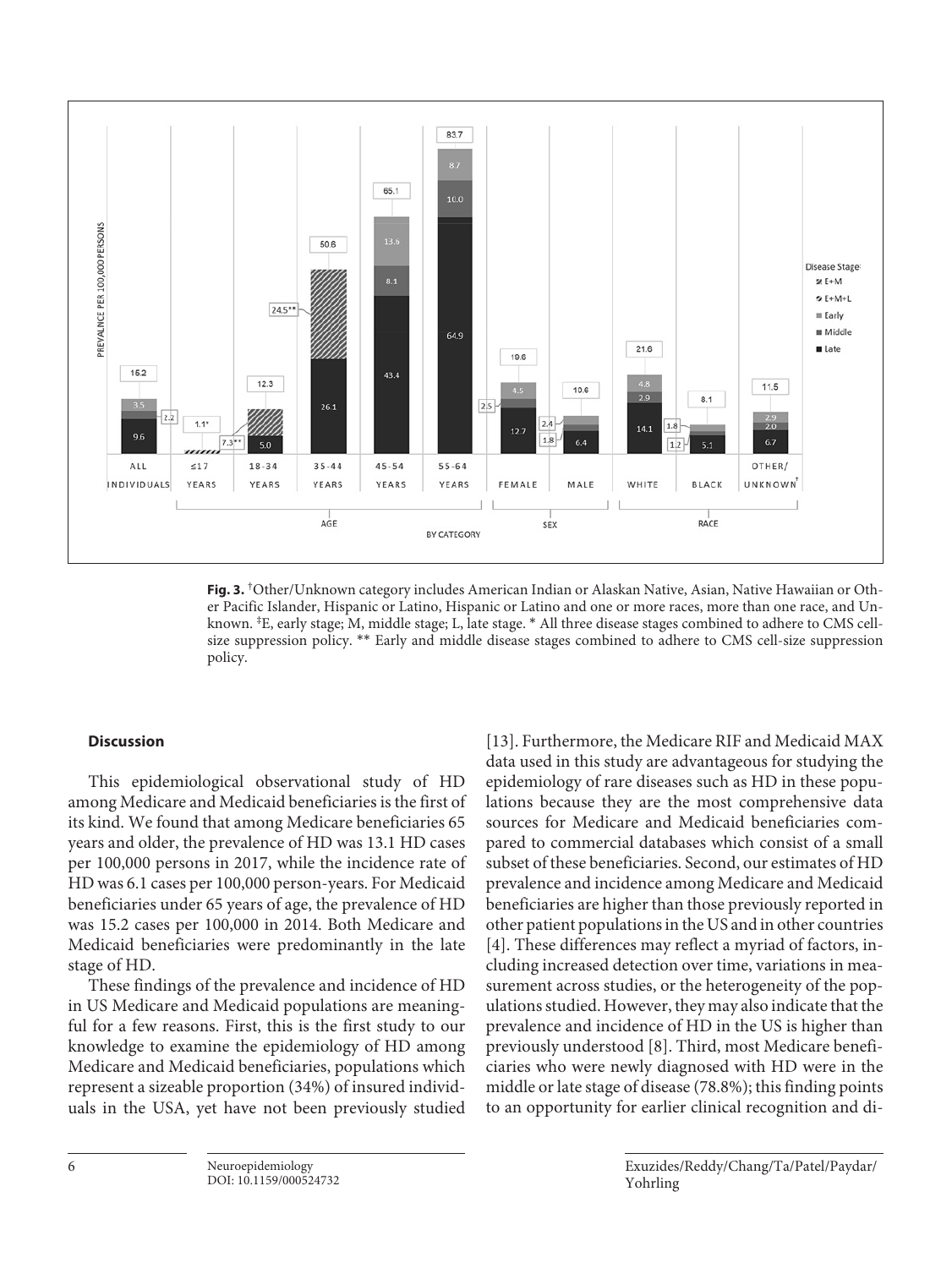**Fig. 3.** †Other/Unknown category includes American Indian or Alaskan Native, Asian, Native Hawaiian or Other Pacific Islander, Hispanic or Latino, Hispanic or Latino and one or more races, more than one race, and Unknown. ‡E, early stage; M, middle stage; L, late stage. * All three disease stages combined to adhere to CMS cell-size suppression policy. ** Early and middle disease stages combined to adhere to CMS cell-size suppression policy.

### Discussion

This epidemiological observational study of HD among Medicare and Medicaid beneficiaries is the first of its kind. We found that among Medicare beneficiaries 65 years and older, the prevalence of HD was 13.1 HD cases per 100,000 persons in 2017, while the incidence rate of HD was 6.1 cases per 100,000 person-years. For Medicaid beneficiaries under 65 years of age, the prevalence of HD was 15.2 cases per 100,000 in 2014. Both Medicare and Medicaid beneficiaries were predominantly in the late stage of HD.

These findings of the prevalence and incidence of HD in US Medicare and Medicaid populations are meaningful for a few reasons. First, this is the first study to our knowledge to examine the epidemiology of HD among Medicare and Medicaid beneficiaries, populations which represent a sizeable proportion (34%) of insured individuals in the USA, yet have not been previously studied [13]. Furthermore, the Medicare RIF and Medicaid MAX data used in this study are advantageous for studying the epidemiology of rare diseases such as HD in these populations because they are the most comprehensive data sources for Medicare and Medicaid beneficiaries compared to commercial databases which consist of a small subset of these beneficiaries. Second, our estimates of HD prevalence and incidence among Medicare and Medicaid beneficiaries are higher than those previously reported in other patient populations in the US and in other countries [4]. These differences may reflect a myriad of factors, including increased detection over time, variations in measurement across studies, or the heterogeneity of the populations studied. However, they may also indicate that the prevalence and incidence of HD in the US is higher than previously understood [8]. Third, most Medicare beneficiaries who were newly diagnosed with HD were in the middle or late stage of disease (78.8%); this finding points to an opportunity for earlier clinical recognition and di-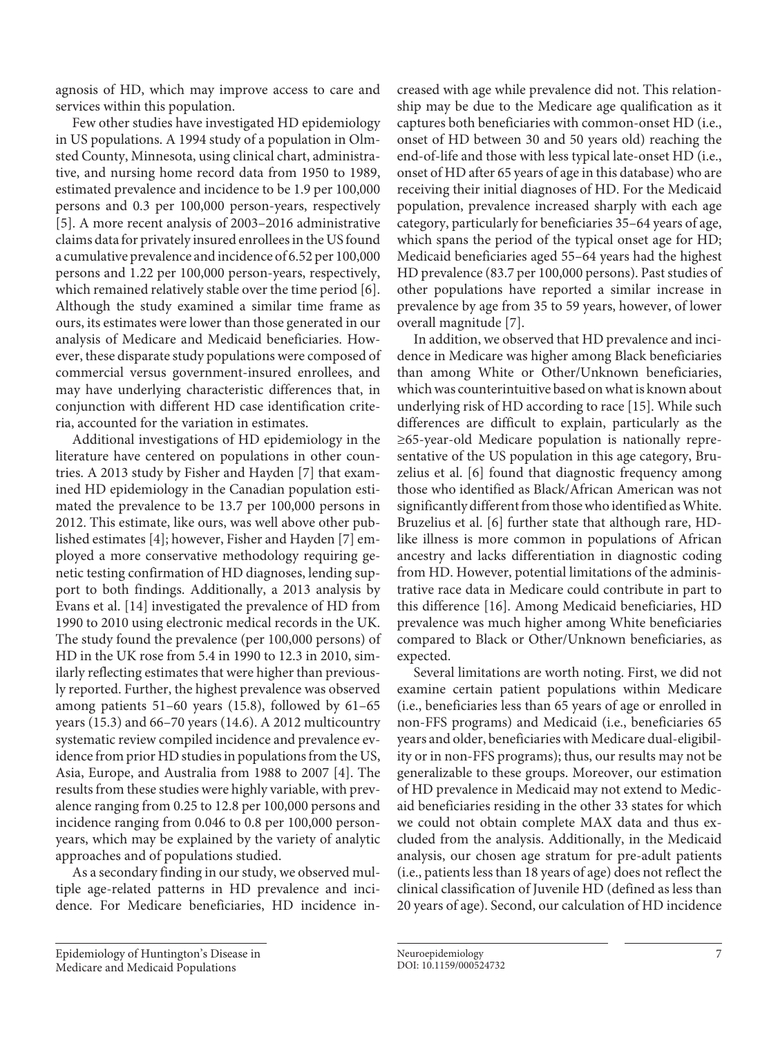agnosis of HD, which may improve access to care and services within this population.

Few other studies have investigated HD epidemiology in US populations. A 1994 study of a population in Olmsted County, Minnesota, using clinical chart, administrative, and nursing home record data from 1950 to 1989, estimated prevalence and incidence to be 1.9 per 100,000 persons and 0.3 per 100,000 person-years, respectively [5]. A more recent analysis of 2003–2016 administrative claims data for privately insured enrollees in the US found a cumulative prevalence and incidence of 6.52 per 100,000 persons and 1.22 per 100,000 person-years, respectively, which remained relatively stable over the time period [6]. Although the study examined a similar time frame as ours, its estimates were lower than those generated in our analysis of Medicare and Medicaid beneficiaries. However, these disparate study populations were composed of commercial versus government-insured enrollees, and may have underlying characteristic differences that, in conjunction with different HD case identification criteria, accounted for the variation in estimates.

Additional investigations of HD epidemiology in the literature have centered on populations in other countries. A 2013 study by Fisher and Hayden [7] that examined HD epidemiology in the Canadian population estimated the prevalence to be 13.7 per 100,000 persons in 2012. This estimate, like ours, was well above other published estimates [4]; however, Fisher and Hayden [7] employed a more conservative methodology requiring genetic testing confirmation of HD diagnoses, lending support to both findings. Additionally, a 2013 analysis by Evans et al. [14] investigated the prevalence of HD from 1990 to 2010 using electronic medical records in the UK. The study found the prevalence (per 100,000 persons) of HD in the UK rose from 5.4 in 1990 to 12.3 in 2010, similarly reflecting estimates that were higher than previously reported. Further, the highest prevalence was observed among patients 51–60 years (15.8), followed by 61–65 years (15.3) and 66–70 years (14.6). A 2012 multicountry systematic review compiled incidence and prevalence evidence from prior HD studies in populations from the US, Asia, Europe, and Australia from 1988 to 2007 [4]. The results from these studies were highly variable, with prevalence ranging from 0.25 to 12.8 per 100,000 persons and incidence ranging from 0.046 to 0.8 per 100,000 person-years, which may be explained by the variety of analytic approaches and of populations studied.

As a secondary finding in our study, we observed multiple age-related patterns in HD prevalence and incidence. For Medicare beneficiaries, HD incidence increased with age while prevalence did not. This relationship may be due to the Medicare age qualification as it captures both beneficiaries with common-onset HD (i.e., onset of HD between 30 and 50 years old) reaching the end-of-life and those with less typical late-onset HD (i.e., onset of HD after 65 years of age in this database) who are receiving their initial diagnoses of HD. For the Medicaid population, prevalence increased sharply with each age category, particularly for beneficiaries 35–64 years of age, which spans the period of the typical onset age for HD; Medicaid beneficiaries aged 55–64 years had the highest HD prevalence (83.7 per 100,000 persons). Past studies of other populations have reported a similar increase in prevalence by age from 35 to 59 years, however, of lower overall magnitude [7].

In addition, we observed that HD prevalence and incidence in Medicare was higher among Black beneficiaries than among White or Other/Unknown beneficiaries, which was counterintuitive based on what is known about underlying risk of HD according to race [15]. While such differences are difficult to explain, particularly as the ≥65-year-old Medicare population is nationally representative of the US population in this age category, Bruzelius et al. [6] found that diagnostic frequency among those who identified as Black/African American was not significantly different from those who identified as White. Bruzelius et al. [6] further state that although rare, HD-like illness is more common in populations of African ancestry and lacks differentiation in diagnostic coding from HD. However, potential limitations of the administrative race data in Medicare could contribute in part to this difference [16]. Among Medicaid beneficiaries, HD prevalence was much higher among White beneficiaries compared to Black or Other/Unknown beneficiaries, as expected.

Several limitations are worth noting. First, we did not examine certain patient populations within Medicare (i.e., beneficiaries less than 65 years of age or enrolled in non-FFS programs) and Medicaid (i.e., beneficiaries 65 years and older, beneficiaries with Medicare dual-eligibility or in non-FFS programs); thus, our results may not be generalizable to these groups. Moreover, our estimation of HD prevalence in Medicaid may not extend to Medicaid beneficiaries residing in the other 33 states for which we could not obtain complete MAX data and thus excluded from the analysis. Additionally, in the Medicaid analysis, our chosen age stratum for pre-adult patients (i.e., patients less than 18 years of age) does not reflect the clinical classification of Juvenile HD (defined as less than 20 years of age). Second, our calculation of HD incidence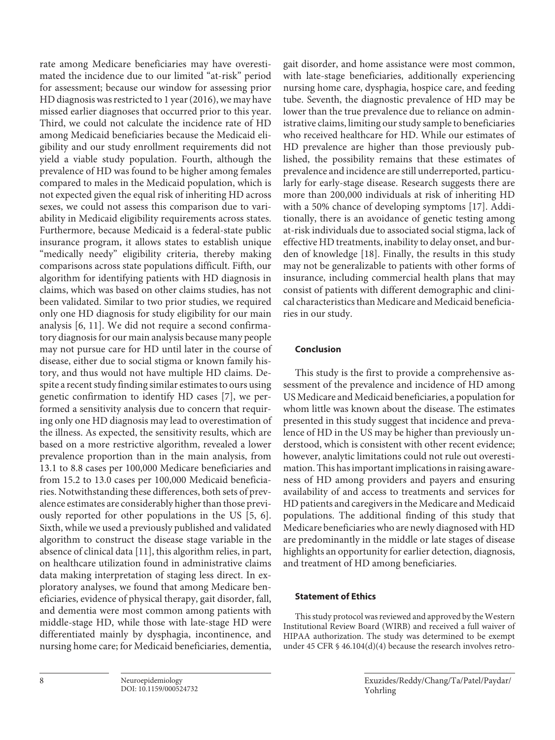rate among Medicare beneficiaries may have overestimated the incidence due to our limited "at-risk" period for assessment; because our window for assessing prior HD diagnosis was restricted to 1 year (2016), we may have missed earlier diagnoses that occurred prior to this year. Third, we could not calculate the incidence rate of HD among Medicaid beneficiaries because the Medicaid eligibility and our study enrollment requirements did not yield a viable study population. Fourth, although the prevalence of HD was found to be higher among females compared to males in the Medicaid population, which is not expected given the equal risk of inheriting HD across sexes, we could not assess this comparison due to variability in Medicaid eligibility requirements across states. Furthermore, because Medicaid is a federal-state public insurance program, it allows states to establish unique "medically needy" eligibility criteria, thereby making comparisons across state populations difficult. Fifth, our algorithm for identifying patients with HD diagnosis in claims, which was based on other claims studies, has not been validated. Similar to two prior studies, we required only one HD diagnosis for study eligibility for our main analysis [6, 11]. We did not require a second confirmatory diagnosis for our main analysis because many people may not pursue care for HD until later in the course of disease, either due to social stigma or known family history, and thus would not have multiple HD claims. Despite a recent study finding similar estimates to ours using genetic confirmation to identify HD cases [7], we performed a sensitivity analysis due to concern that requiring only one HD diagnosis may lead to overestimation of the illness. As expected, the sensitivity results, which are based on a more restrictive algorithm, revealed a lower prevalence proportion than in the main analysis, from 13.1 to 8.8 cases per 100,000 Medicare beneficiaries and from 15.2 to 13.0 cases per 100,000 Medicaid beneficiaries. Notwithstanding these differences, both sets of prevalence estimates are considerably higher than those previously reported for other populations in the US [5, 6]. Sixth, while we used a previously published and validated algorithm to construct the disease stage variable in the absence of clinical data [11], this algorithm relies, in part, on healthcare utilization found in administrative claims data making interpretation of staging less direct. In exploratory analyses, we found that among Medicare beneficiaries, evidence of physical therapy, gait disorder, fall, and dementia were most common among patients with middle-stage HD, while those with late-stage HD were differentiated mainly by dysphagia, incontinence, and nursing home care; for Medicaid beneficiaries, dementia, gait disorder, and home assistance were most common, with late-stage beneficiaries, additionally experiencing nursing home care, dysphagia, hospice care, and feeding tube. Seventh, the diagnostic prevalence of HD may be lower than the true prevalence due to reliance on administrative claims, limiting our study sample to beneficiaries who received healthcare for HD. While our estimates of HD prevalence are higher than those previously published, the possibility remains that these estimates of prevalence and incidence are still underreported, particularly for early-stage disease. Research suggests there are more than 200,000 individuals at risk of inheriting HD with a 50% chance of developing symptoms [17]. Additionally, there is an avoidance of genetic testing among at-risk individuals due to associated social stigma, lack of effective HD treatments, inability to delay onset, and burden of knowledge [18]. Finally, the results in this study may not be generalizable to patients with other forms of insurance, including commercial health plans that may consist of patients with different demographic and clinical characteristics than Medicare and Medicaid beneficiaries in our study.

## Conclusion

This study is the first to provide a comprehensive assessment of the prevalence and incidence of HD among US Medicare and Medicaid beneficiaries, a population for whom little was known about the disease. The estimates presented in this study suggest that incidence and prevalence of HD in the US may be higher than previously understood, which is consistent with other recent evidence; however, analytic limitations could not rule out overestimation. This has important implications in raising awareness of HD among providers and payers and ensuring availability of and access to treatments and services for HD patients and caregivers in the Medicare and Medicaid populations. The additional finding of this study that Medicare beneficiaries who are newly diagnosed with HD are predominantly in the middle or late stages of disease highlights an opportunity for earlier detection, diagnosis, and treatment of HD among beneficiaries.

## Statement of Ethics

This study protocol was reviewed and approved by the Western Institutional Review Board (WIRB) and received a full waiver of HIPAA authorization. The study was determined to be exempt under 45 CFR § 46.104(d)(4) because the research involves retro-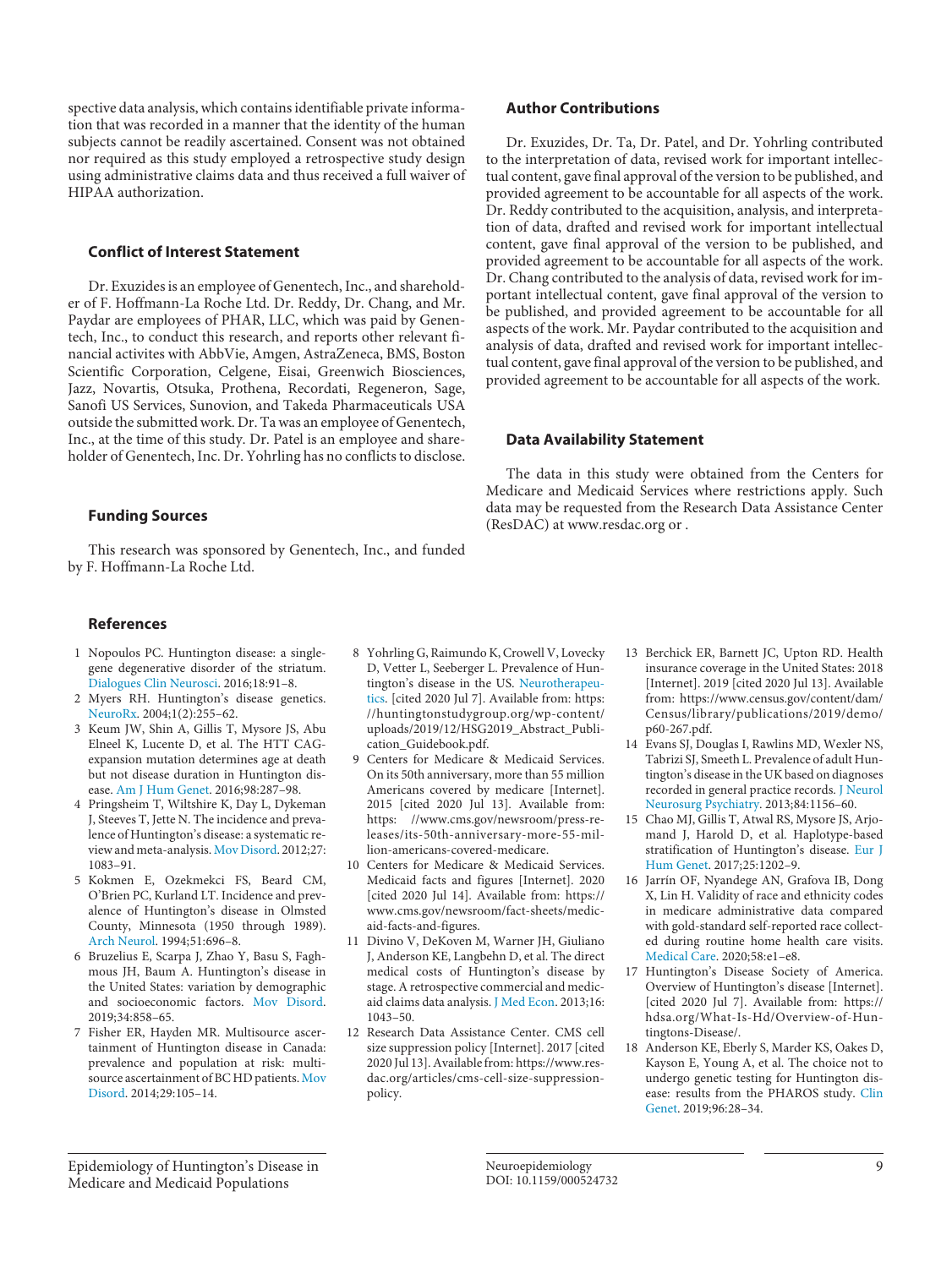spective data analysis, which contains identifiable private information that was recorded in a manner that the identity of the human subjects cannot be readily ascertained. Consent was not obtained nor required as this study employed a retrospective study design using administrative claims data and thus received a full waiver of HIPAA authorization.

## Conflict of Interest Statement

Dr. Exuzides is an employee of Genentech, Inc., and shareholder of F. Hoffmann-La Roche Ltd. Dr. Reddy, Dr. Chang, and Mr. Paydar are employees of PHAR, LLC, which was paid by Genentech, Inc., to conduct this research, and reports other relevant financial activites with AbbVie, Amgen, AstraZeneca, BMS, Boston Scientific Corporation, Celgene, Eisai, Greenwich Biosciences, Jazz, Novartis, Otsuka, Prothena, Recordati, Regeneron, Sage, Sanofi US Services, Sunovion, and Takeda Pharmaceuticals USA outside the submitted work. Dr. Ta was an employee of Genentech, Inc., at the time of this study. Dr. Patel is an employee and shareholder of Genentech, Inc. Dr. Yohrling has no conflicts to disclose.

## Funding Sources

This research was sponsored by Genentech, Inc., and funded by F. Hoffmann-La Roche Ltd.

## Author Contributions

Dr. Exuzides, Dr. Ta, Dr. Patel, and Dr. Yohrling contributed to the interpretation of data, revised work for important intellectual content, gave final approval of the version to be published, and provided agreement to be accountable for all aspects of the work. Dr. Reddy contributed to the acquisition, analysis, and interpretation of data, drafted and revised work for important intellectual content, gave final approval of the version to be published, and provided agreement to be accountable for all aspects of the work. Dr. Chang contributed to the analysis of data, revised work for important intellectual content, gave final approval of the version to be published, and provided agreement to be accountable for all aspects of the work. Mr. Paydar contributed to the acquisition and analysis of data, drafted and revised work for important intellectual content, gave final approval of the version to be published, and provided agreement to be accountable for all aspects of the work.

## Data Availability Statement

The data in this study were obtained from the Centers for Medicare and Medicaid Services where restrictions apply. Such data may be requested from the Research Data Assistance Center (ResDAC) at www.resdac.org or .

## References

1. Nopoulos PC. Huntington disease: a single-gene degenerative disorder of the striatum. Dialogues Clin Neurosci. 2016;18:91–8.
2. Myers RH. Huntington's disease genetics. NeuroRx. 2004;1(2):255–62.
3. Keum JW, Shin A, Gillis T, Mysore JS, Abu Elneel K, Lucente D, et al. The HTT CAG-expansion mutation determines age at death but not disease duration in Huntington disease. Am J Hum Genet. 2016;98:287–98.
4. Pringsheim T, Wiltshire K, Day L, Dykeman J, Steeves T, Jette N. The incidence and prevalence of Huntington's disease: a systematic review and meta-analysis. Mov Disord. 2012;27:1083–91.
5. Kokmen E, Ozekmekci FS, Beard CM, O'Brien PC, Kurland LT. Incidence and prevalence of Huntington's disease in Olmsted County, Minnesota (1950 through 1989). Arch Neurol. 1994;51:696–8.
6. Bruzelius E, Scarpa J, Zhao Y, Basu S, Faghmous JH, Baum A. Huntington's disease in the United States: variation by demographic and socioeconomic factors. Mov Disord. 2019;34:858–65.
7. Fisher ER, Hayden MR. Multisource ascertainment of Huntington disease in Canada: prevalence and population at risk: multisource ascertainment of BC HD patients. Mov Disord. 2014;29:105–14.
8. Yohrling G, Raimundo K, Crowell V, Lovecky D, Vetter L, Seeberger L. Prevalence of Huntington's disease in the US. Neurotherapeutics. [cited 2020 Jul 7]. Available from: https://huntingtonstudygroup.org/wp-content/uploads/2019/12/HSG2019_Abstract_Publication_Guidebook.pdf.
9. Centers for Medicare & Medicaid Services. On its 50th anniversary, more than 55 million Americans covered by medicare [Internet]. 2015 [cited 2020 Jul 13]. Available from: https: //www.cms.gov/newsroom/press-releases/its-50th-anniversary-more-55-million-americans-covered-medicare.
10. Centers for Medicare & Medicaid Services. Medicaid facts and figures [Internet]. 2020 [cited 2020 Jul 14]. Available from: https://www.cms.gov/newsroom/fact-sheets/medicaid-facts-and-figures.
11. Divino V, DeKoven M, Warner JH, Giuliano J, Anderson KE, Langbehn D, et al. The direct medical costs of Huntington's disease by stage. A retrospective commercial and medicaid claims data analysis. J Med Econ. 2013;16:1043–50.
12. Research Data Assistance Center. CMS cell size suppression policy [Internet]. 2017 [cited 2020 Jul 13]. Available from: https://www.resdac.org/articles/cms-cell-size-suppression-policy.
13. Berchick ER, Barnett JC, Upton RD. Health insurance coverage in the United States: 2018 [Internet]. 2019 [cited 2020 Jul 13]. Available from: https://www.census.gov/content/dam/Census/library/publications/2019/demo/p60-267.pdf.
14. Evans SJ, Douglas I, Rawlins MD, Wexler NS, Tabrizi SJ, Smeeth L. Prevalence of adult Huntington's disease in the UK based on diagnoses recorded in general practice records. J Neurol Neurosurg Psychiatry. 2013;84:1156–60.
15. Chao MJ, Gillis T, Atwal RS, Mysore JS, Arjomand J, Harold D, et al. Haplotype-based stratification of Huntington's disease. Eur J Hum Genet. 2017;25:1202–9.
16. Jarrín OF, Nyandege AN, Grafova IB, Dong X, Lin H. Validity of race and ethnicity codes in medicare administrative data compared with gold-standard self-reported race collected during routine home health care visits. Medical Care. 2020;58:e1–e8.
17. Huntington's Disease Society of America. Overview of Huntington's disease [Internet]. [cited 2020 Jul 7]. Available from: https://hdsa.org/What-Is-Hd/Overview-of-Huntingtons-Disease/.
18. Anderson KE, Eberly S, Marder KS, Oakes D, Kayson E, Young A, et al. The choice not to undergo genetic testing for Huntington disease: results from the PHAROS study. Clin Genet. 2019;96:28–34.